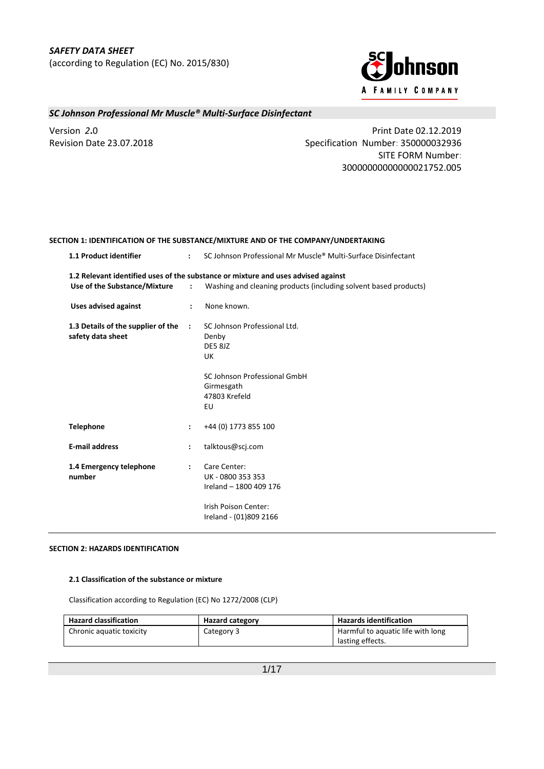*SAFETY DATA SHEET*
(according to Regulation (EC) No. 2015/830)

## *SC Johnson Professional Mr Muscle® Multi-Surface Disinfectant*

Version *2***.**0
Revision Date 23.07.2018

Print Date 02.12.2019
Specification Number: 350000032936
SITE FORM Number:
30000000000000021752.005

### SECTION 1: IDENTIFICATION OF THE SUBSTANCE/MIXTURE AND OF THE COMPANY/UNDERTAKING

**1.1 Product identifier** : SC Johnson Professional Mr Muscle® Multi-Surface Disinfectant

**1.2 Relevant identified uses of the substance or mixture and uses advised against**

**Use of the Substance/Mixture** : Washing and cleaning products (including solvent based products)

**Uses advised against** : None known.

**1.3 Details of the supplier of the safety data sheet** :
SC Johnson Professional Ltd.
Denby
DE5 8JZ
UK

SC Johnson Professional GmbH
Girmesgath
47803 Krefeld
EU

**Telephone** : +44 (0) 1773 855 100

**E-mail address** : talktous@scj.com

**1.4 Emergency telephone number** :
Care Center:
UK - 0800 353 353
Ireland – 1800 409 176

Irish Poison Center:
Ireland - (01)809 2166

### SECTION 2: HAZARDS IDENTIFICATION

**2.1 Classification of the substance or mixture**

Classification according to Regulation (EC) No 1272/2008 (CLP)

| Hazard classification | Hazard category | Hazards identification |
| --- | --- | --- |
| Chronic aquatic toxicity | Category 3 | Harmful to aquatic life with long lasting effects. |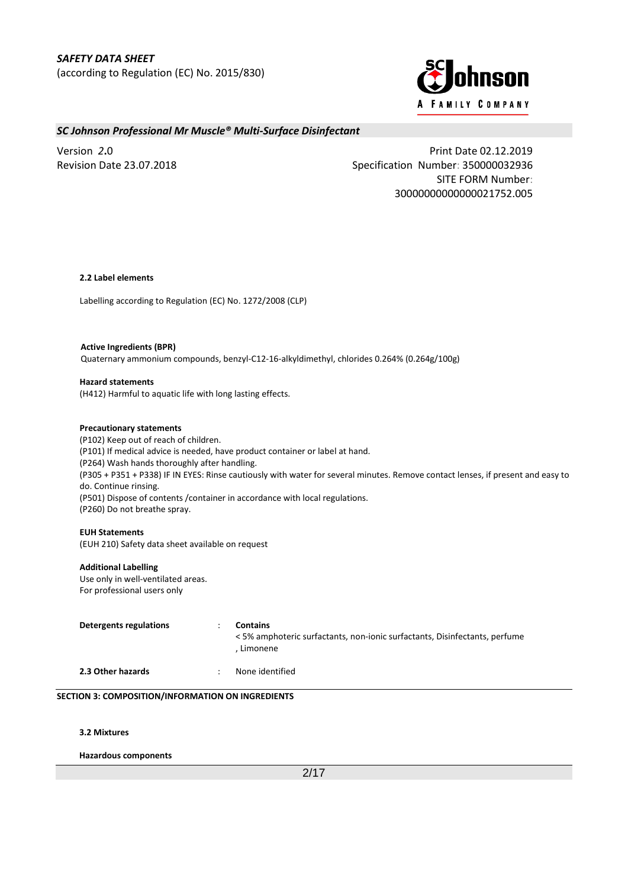**2.2 Label elements**

Labelling according to Regulation (EC) No. 1272/2008 (CLP)

**Active Ingredients (BPR)**
Quaternary ammonium compounds, benzyl-C12-16-alkyldimethyl, chlorides 0.264% (0.264g/100g)

**Hazard statements**
(H412) Harmful to aquatic life with long lasting effects.

**Precautionary statements**
(P102) Keep out of reach of children.
(P101) If medical advice is needed, have product container or label at hand.
(P264) Wash hands thoroughly after handling.
(P305 + P351 + P338) IF IN EYES: Rinse cautiously with water for several minutes. Remove contact lenses, if present and easy to do. Continue rinsing.
(P501) Dispose of contents /container in accordance with local regulations.
(P260) Do not breathe spray.

**EUH Statements**
(EUH 210) Safety data sheet available on request

**Additional Labelling**
Use only in well-ventilated areas.
For professional users only

**Detergents regulations** : **Contains**
< 5% amphoteric surfactants, non-ionic surfactants, Disinfectants, perfume , Limonene

**2.3 Other hazards** : None identified

## SECTION 3: COMPOSITION/INFORMATION ON INGREDIENTS

**3.2 Mixtures**

**Hazardous components**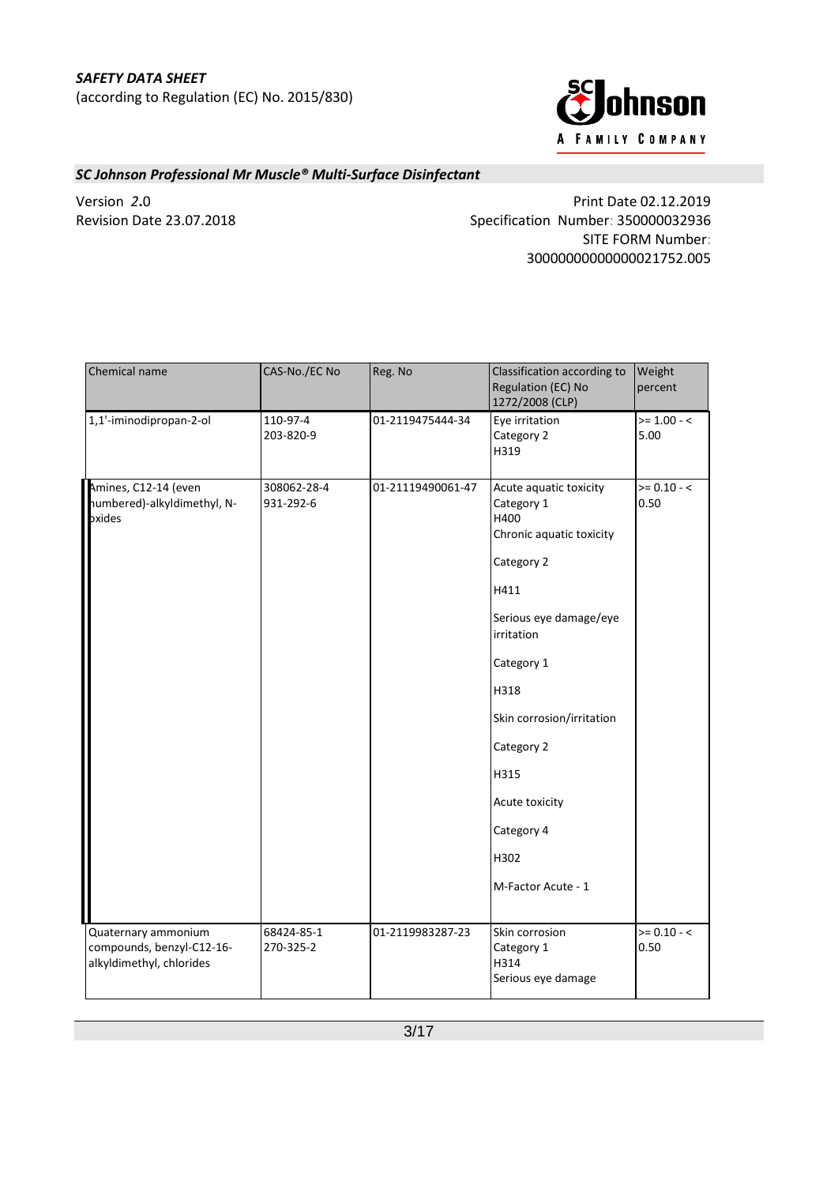| Chemical name | CAS-No./EC No | Reg. No | Classification according to Regulation (EC) No 1272/2008 (CLP) | Weight percent |
|---|---|---|---|---|
| 1,1'-iminodipropan-2-ol | 110-97-4<br>203-820-9 | 01-2119475444-34 | Eye irritation<br>Category 2<br>H319 | >= 1.00 - < 5.00 |
| Amines, C12-14 (even numbered)-alkyldimethyl, N-oxides | 308062-28-4<br>931-292-6 | 01-21119490061-47 | Acute aquatic toxicity<br>Category 1<br>H400<br>Chronic aquatic toxicity<br>Category 2<br>H411<br>Serious eye damage/eye irritation<br>Category 1<br>H318<br>Skin corrosion/irritation<br>Category 2<br>H315<br>Acute toxicity<br>Category 4<br>H302<br>M-Factor Acute - 1 | >= 0.10 - < 0.50 |
| Quaternary ammonium compounds, benzyl-C12-16-alkyldimethyl, chlorides | 68424-85-1<br>270-325-2 | 01-2119983287-23 | Skin corrosion<br>Category 1<br>H314<br>Serious eye damage | >= 0.10 - < 0.50 |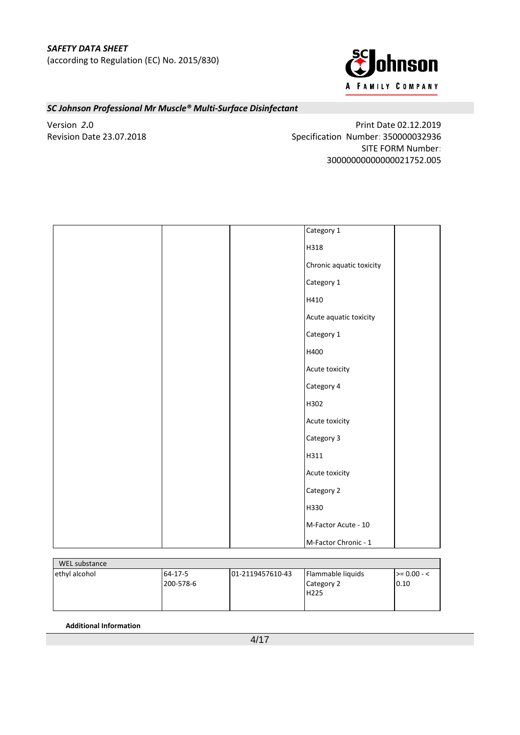| | | | | |
|---|---|---|---|---|
| | | | Category 1<br>H318<br>Chronic aquatic toxicity<br>Category 1<br>H410<br>Acute aquatic toxicity<br>Category 1<br>H400<br>Acute toxicity<br>Category 4<br>H302<br>Acute toxicity<br>Category 3<br>H311<br>Acute toxicity<br>Category 2<br>H330<br>M-Factor Acute - 10<br>M-Factor Chronic - 1 | |

| WEL substance | | | | |
|---|---|---|---|---|
| ethyl alcohol | 64-17-5<br>200-578-6 | 01-2119457610-43 | Flammable liquids<br>Category 2<br>H225 | >= 0.00 - < 0.10 |

**Additional Information**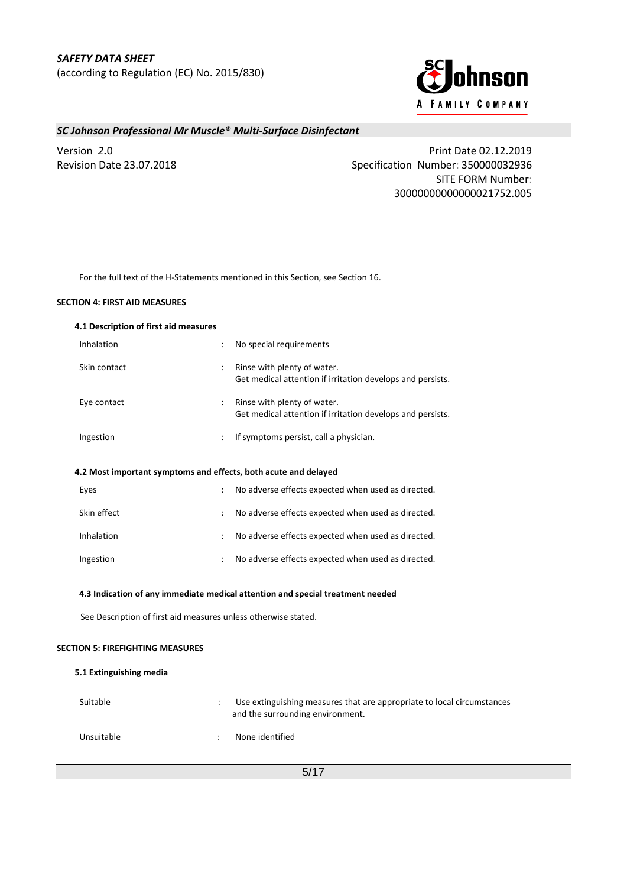For the full text of the H-Statements mentioned in this Section, see Section 16.

## SECTION 4: FIRST AID MEASURES

### 4.1 Description of first aid measures

| | | |
|---|---|---|
| Inhalation | : | No special requirements |
| Skin contact | : | Rinse with plenty of water. Get medical attention if irritation develops and persists. |
| Eye contact | : | Rinse with plenty of water. Get medical attention if irritation develops and persists. |
| Ingestion | : | If symptoms persist, call a physician. |

### 4.2 Most important symptoms and effects, both acute and delayed

| | | |
|---|---|---|
| Eyes | : | No adverse effects expected when used as directed. |
| Skin effect | : | No adverse effects expected when used as directed. |
| Inhalation | : | No adverse effects expected when used as directed. |
| Ingestion | : | No adverse effects expected when used as directed. |

### 4.3 Indication of any immediate medical attention and special treatment needed

See Description of first aid measures unless otherwise stated.

## SECTION 5: FIREFIGHTING MEASURES

### 5.1 Extinguishing media

| | | |
|---|---|---|
| Suitable | : | Use extinguishing measures that are appropriate to local circumstances and the surrounding environment. |
| Unsuitable | : | None identified |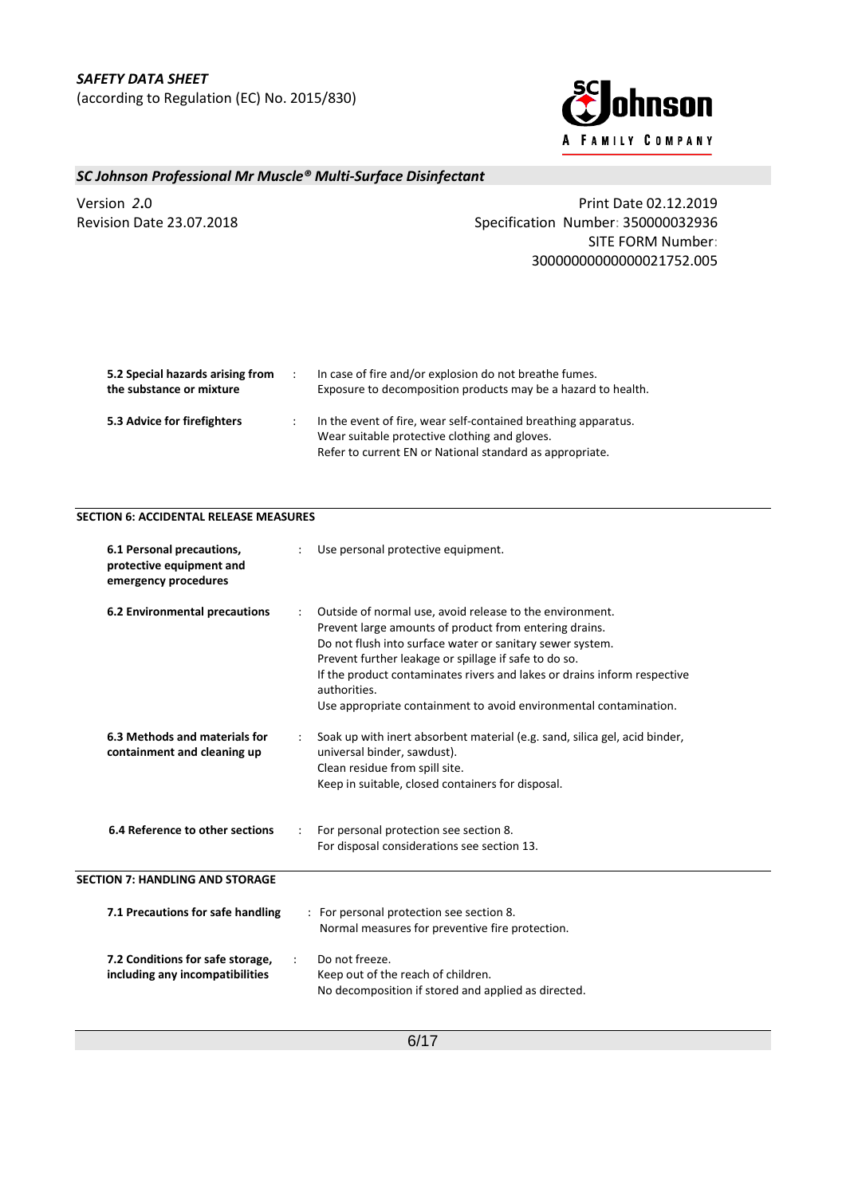**5.2 Special hazards arising from the substance or mixture** : In case of fire and/or explosion do not breathe fumes.
Exposure to decomposition products may be a hazard to health.

**5.3 Advice for firefighters** : In the event of fire, wear self-contained breathing apparatus.
Wear suitable protective clothing and gloves.
Refer to current EN or National standard as appropriate.

## SECTION 6: ACCIDENTAL RELEASE MEASURES

**6.1 Personal precautions, protective equipment and emergency procedures** : Use personal protective equipment.

**6.2 Environmental precautions** : Outside of normal use, avoid release to the environment.
Prevent large amounts of product from entering drains.
Do not flush into surface water or sanitary sewer system.
Prevent further leakage or spillage if safe to do so.
If the product contaminates rivers and lakes or drains inform respective authorities.
Use appropriate containment to avoid environmental contamination.

**6.3 Methods and materials for containment and cleaning up** : Soak up with inert absorbent material (e.g. sand, silica gel, acid binder, universal binder, sawdust).
Clean residue from spill site.
Keep in suitable, closed containers for disposal.

**6.4 Reference to other sections** : For personal protection see section 8.
For disposal considerations see section 13.

## SECTION 7: HANDLING AND STORAGE

**7.1 Precautions for safe handling** : For personal protection see section 8.
Normal measures for preventive fire protection.

**7.2 Conditions for safe storage, including any incompatibilities** : Do not freeze.
Keep out of the reach of children.
No decomposition if stored and applied as directed.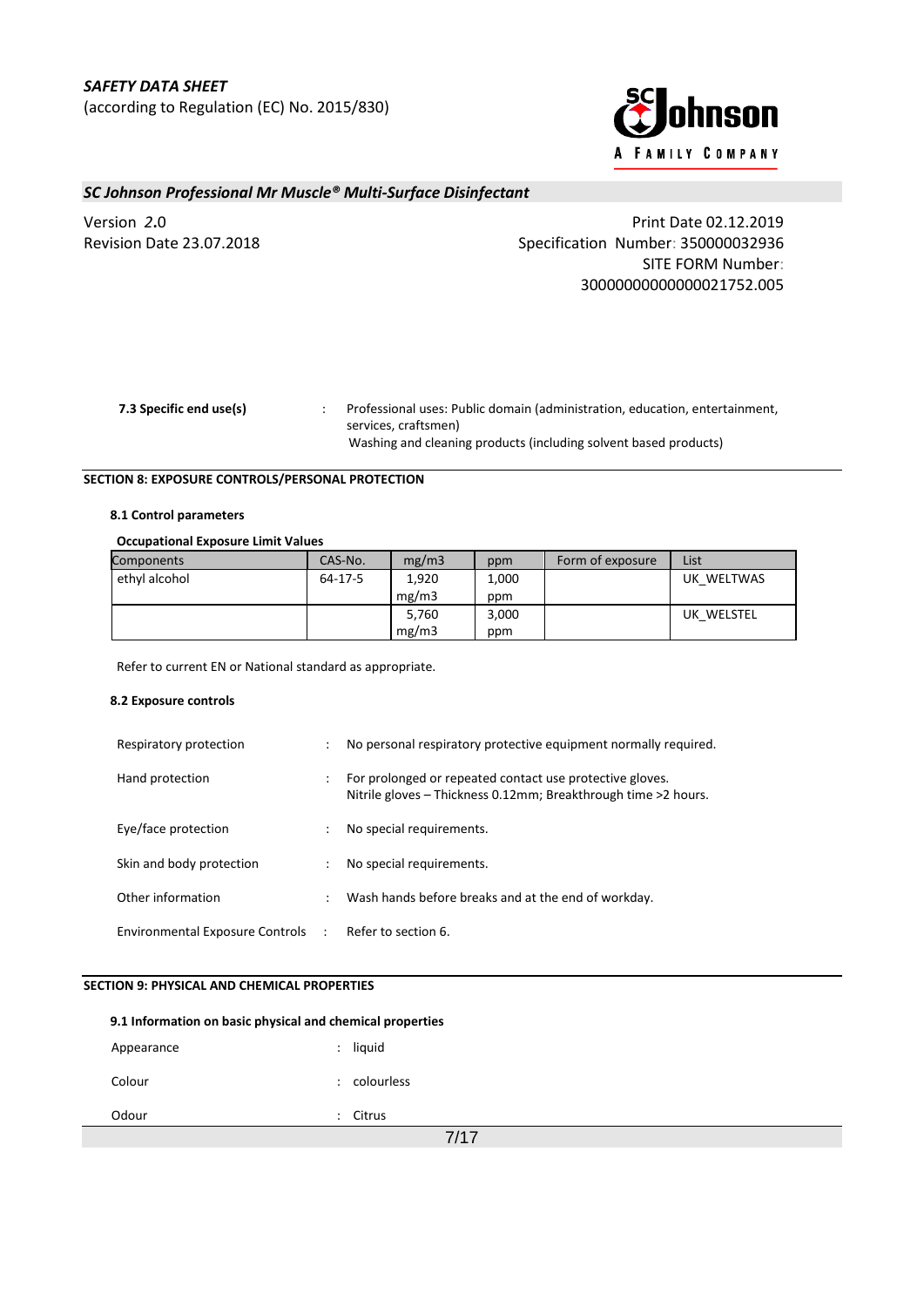**7.3 Specific end use(s)** : Professional uses: Public domain (administration, education, entertainment, services, craftsmen)
Washing and cleaning products (including solvent based products)

## SECTION 8: EXPOSURE CONTROLS/PERSONAL PROTECTION

### 8.1 Control parameters

**Occupational Exposure Limit Values**

| Components | CAS-No. | mg/m3 | ppm | Form of exposure | List |
|---|---|---|---|---|---|
| ethyl alcohol | 64-17-5 | 1,920 mg/m3 | 1,000 ppm | | UK_WELTWAS |
| | | 5,760 mg/m3 | 3,000 ppm | | UK_WELSTEL |

Refer to current EN or National standard as appropriate.

### 8.2 Exposure controls

Respiratory protection : No personal respiratory protective equipment normally required.

Hand protection : For prolonged or repeated contact use protective gloves.
Nitrile gloves – Thickness 0.12mm; Breakthrough time >2 hours.

Eye/face protection : No special requirements.

Skin and body protection : No special requirements.

Other information : Wash hands before breaks and at the end of workday.

Environmental Exposure Controls : Refer to section 6.

## SECTION 9: PHYSICAL AND CHEMICAL PROPERTIES

### 9.1 Information on basic physical and chemical properties

Appearance : liquid

Colour : colourless

Odour : Citrus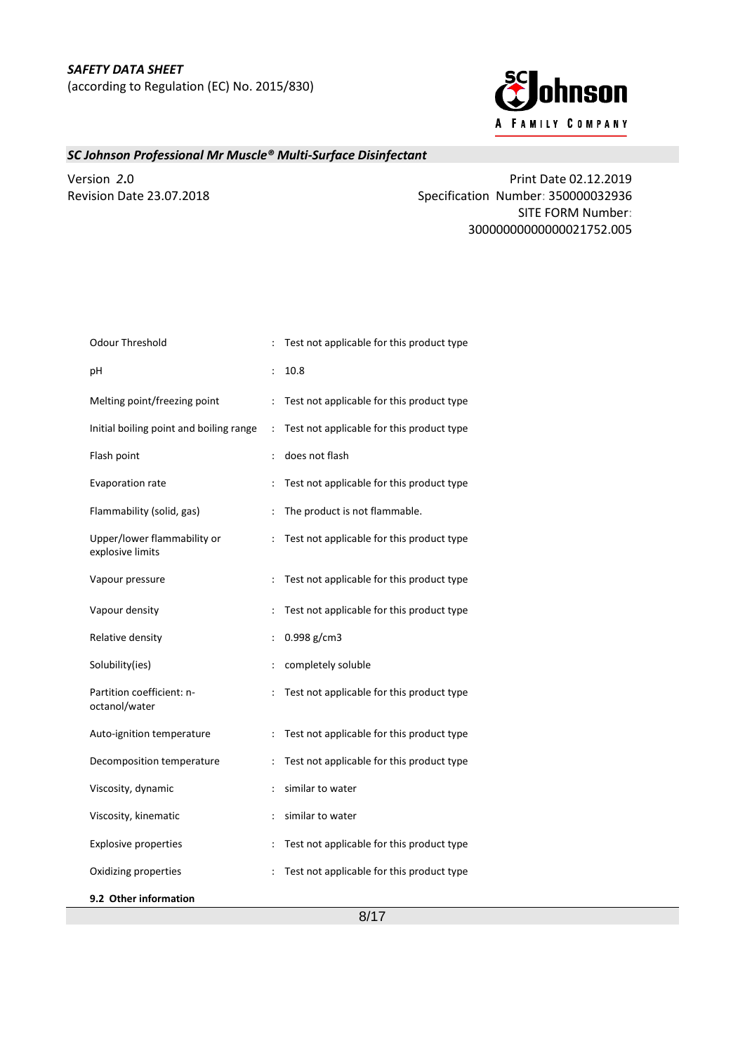| | | |
|---|---|---|
| Odour Threshold | : | Test not applicable for this product type |
| pH | : | 10.8 |
| Melting point/freezing point | : | Test not applicable for this product type |
| Initial boiling point and boiling range | : | Test not applicable for this product type |
| Flash point | : | does not flash |
| Evaporation rate | : | Test not applicable for this product type |
| Flammability (solid, gas) | : | The product is not flammable. |
| Upper/lower flammability or explosive limits | : | Test not applicable for this product type |
| Vapour pressure | : | Test not applicable for this product type |
| Vapour density | : | Test not applicable for this product type |
| Relative density | : | 0.998 g/cm3 |
| Solubility(ies) | : | completely soluble |
| Partition coefficient: n-octanol/water | : | Test not applicable for this product type |
| Auto-ignition temperature | : | Test not applicable for this product type |
| Decomposition temperature | : | Test not applicable for this product type |
| Viscosity, dynamic | : | similar to water |
| Viscosity, kinematic | : | similar to water |
| Explosive properties | : | Test not applicable for this product type |
| Oxidizing properties | : | Test not applicable for this product type |

**9.2 Other information**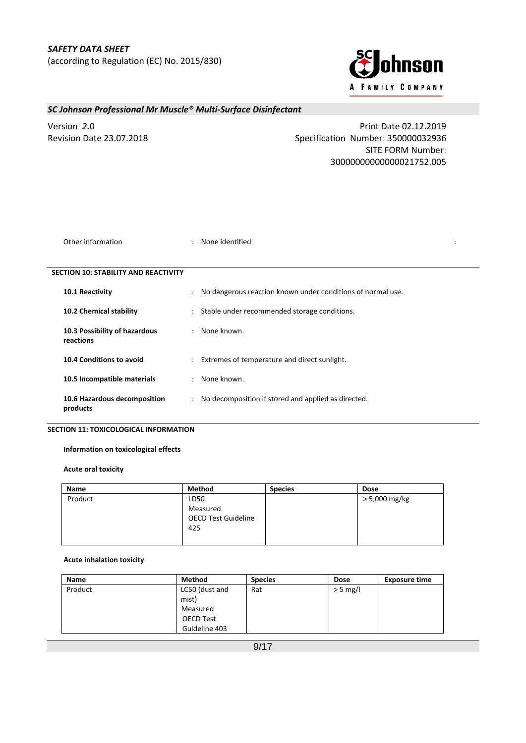Other information : None identified :

## SECTION 10: STABILITY AND REACTIVITY

**10.1 Reactivity** : No dangerous reaction known under conditions of normal use.

**10.2 Chemical stability** : Stable under recommended storage conditions.

**10.3 Possibility of hazardous reactions** : None known.

**10.4 Conditions to avoid** : Extremes of temperature and direct sunlight.

**10.5 Incompatible materials** : None known.

**10.6 Hazardous decomposition products** : No decomposition if stored and applied as directed.

## SECTION 11: TOXICOLOGICAL INFORMATION

**Information on toxicological effects**

**Acute oral toxicity**

| Name | Method | Species | Dose |
|---|---|---|---|
| Product | LD50 Measured OECD Test Guideline 425 | | > 5,000 mg/kg |

**Acute inhalation toxicity**

| Name | Method | Species | Dose | Exposure time |
|---|---|---|---|---|
| Product | LC50 (dust and mist) Measured OECD Test Guideline 403 | Rat | > 5 mg/l | |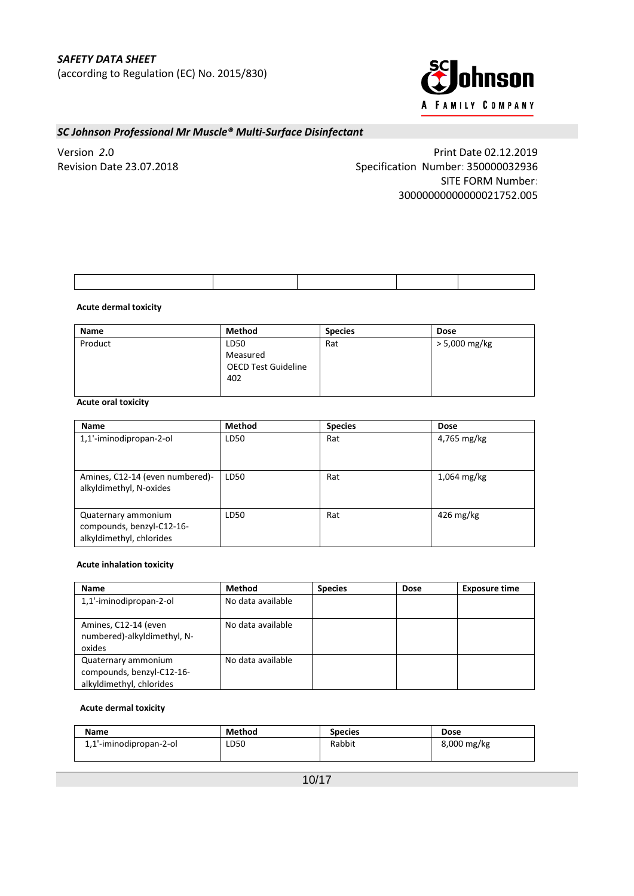| | | | | |
|---|---|---|---|---|
| | | | | |

**Acute dermal toxicity**

| Name | Method | Species | Dose |
|---|---|---|---|
| Product | LD50<br>Measured<br>OECD Test Guideline 402 | Rat | > 5,000 mg/kg |

**Acute oral toxicity**

| Name | Method | Species | Dose |
|---|---|---|---|
| 1,1'-iminodipropan-2-ol | LD50 | Rat | 4,765 mg/kg |
| Amines, C12-14 (even numbered)-alkyldimethyl, N-oxides | LD50 | Rat | 1,064 mg/kg |
| Quaternary ammonium compounds, benzyl-C12-16-alkyldimethyl, chlorides | LD50 | Rat | 426 mg/kg |

**Acute inhalation toxicity**

| Name | Method | Species | Dose | Exposure time |
|---|---|---|---|---|
| 1,1'-iminodipropan-2-ol | No data available | | | |
| Amines, C12-14 (even numbered)-alkyldimethyl, N-oxides | No data available | | | |
| Quaternary ammonium compounds, benzyl-C12-16-alkyldimethyl, chlorides | No data available | | | |

**Acute dermal toxicity**

| Name | Method | Species | Dose |
|---|---|---|---|
| 1,1'-iminodipropan-2-ol | LD50 | Rabbit | 8,000 mg/kg |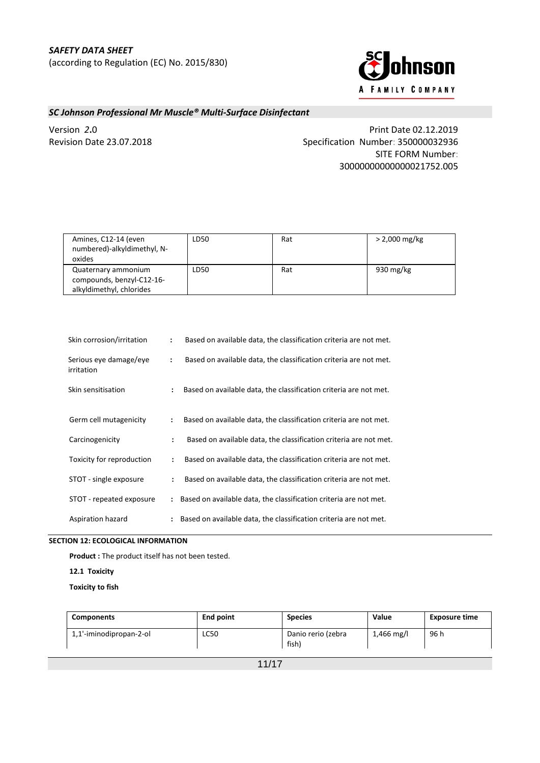| Amines, C12-14 (even numbered)-alkyldimethyl, N-oxides | LD50 | Rat | > 2,000 mg/kg |
|---|---|---|---|
| Quaternary ammonium compounds, benzyl-C12-16-alkyldimethyl, chlorides | LD50 | Rat | 930 mg/kg |

Skin corrosion/irritation : Based on available data, the classification criteria are not met.

Serious eye damage/eye irritation : Based on available data, the classification criteria are not met.

Skin sensitisation : Based on available data, the classification criteria are not met.

Germ cell mutagenicity : Based on available data, the classification criteria are not met.

Carcinogenicity : Based on available data, the classification criteria are not met.

Toxicity for reproduction : Based on available data, the classification criteria are not met.

STOT - single exposure : Based on available data, the classification criteria are not met.

STOT - repeated exposure : Based on available data, the classification criteria are not met.

Aspiration hazard : Based on available data, the classification criteria are not met.

## SECTION 12: ECOLOGICAL INFORMATION

**Product :** The product itself has not been tested.

**12.1 Toxicity**

**Toxicity to fish**

| Components | End point | Species | Value | Exposure time |
|---|---|---|---|---|
| 1,1'-iminodipropan-2-ol | LC50 | Danio rerio (zebra fish) | 1,466 mg/l | 96 h |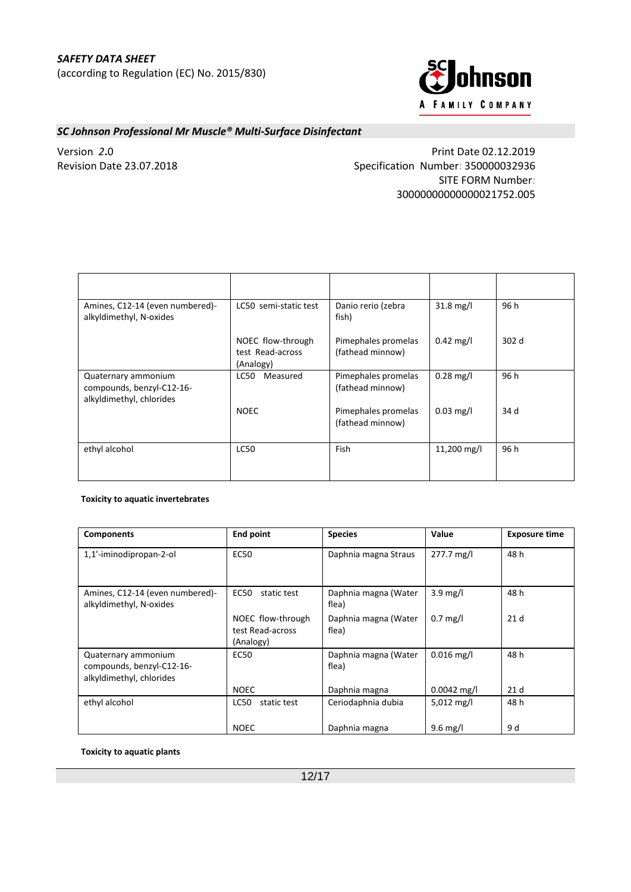| | | | | |
|---|---|---|---|---|
| Amines, C12-14 (even numbered)-alkyldimethyl, N-oxides | LC50 semi-static test | Danio rerio (zebra fish) | 31.8 mg/l | 96 h |
| | NOEC flow-through test Read-across (Analogy) | Pimephales promelas (fathead minnow) | 0.42 mg/l | 302 d |
| Quaternary ammonium compounds, benzyl-C12-16-alkyldimethyl, chlorides | LC50 Measured | Pimephales promelas (fathead minnow) | 0.28 mg/l | 96 h |
| | NOEC | Pimephales promelas (fathead minnow) | 0.03 mg/l | 34 d |
| ethyl alcohol | LC50 | Fish | 11,200 mg/l | 96 h |

**Toxicity to aquatic invertebrates**

| Components | End point | Species | Value | Exposure time |
|---|---|---|---|---|
| 1,1'-iminodipropan-2-ol | EC50 | Daphnia magna Straus | 277.7 mg/l | 48 h |
| Amines, C12-14 (even numbered)-alkyldimethyl, N-oxides | EC50 static test | Daphnia magna (Water flea) | 3.9 mg/l | 48 h |
| | NOEC flow-through test Read-across (Analogy) | Daphnia magna (Water flea) | 0.7 mg/l | 21 d |
| Quaternary ammonium compounds, benzyl-C12-16-alkyldimethyl, chlorides | EC50 | Daphnia magna (Water flea) | 0.016 mg/l | 48 h |
| | NOEC | Daphnia magna | 0.0042 mg/l | 21 d |
| ethyl alcohol | LC50 static test | Ceriodaphnia dubia | 5,012 mg/l | 48 h |
| | NOEC | Daphnia magna | 9.6 mg/l | 9 d |

**Toxicity to aquatic plants**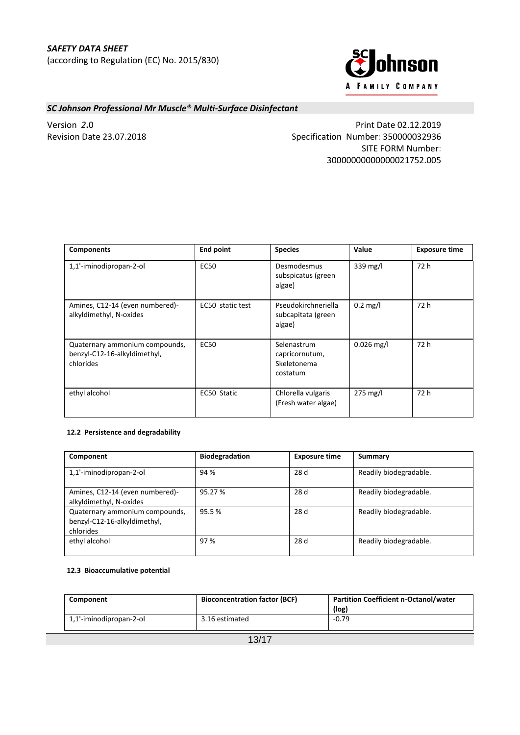| Components | End point | Species | Value | Exposure time |
|---|---|---|---|---|
| 1,1'-iminodipropan-2-ol | EC50 | Desmodesmus subspicatus (green algae) | 339 mg/l | 72 h |
| Amines, C12-14 (even numbered)-alkyldimethyl, N-oxides | EC50 static test | Pseudokirchneriella subcapitata (green algae) | 0.2 mg/l | 72 h |
| Quaternary ammonium compounds, benzyl-C12-16-alkyldimethyl, chlorides | EC50 | Selenastrum capricornutum, Skeletonema costatum | 0.026 mg/l | 72 h |
| ethyl alcohol | EC50 Static | Chlorella vulgaris (Fresh water algae) | 275 mg/l | 72 h |

#### 12.2 Persistence and degradability

| Component | Biodegradation | Exposure time | Summary |
|---|---|---|---|
| 1,1'-iminodipropan-2-ol | 94 % | 28 d | Readily biodegradable. |
| Amines, C12-14 (even numbered)-alkyldimethyl, N-oxides | 95.27 % | 28 d | Readily biodegradable. |
| Quaternary ammonium compounds, benzyl-C12-16-alkyldimethyl, chlorides | 95.5 % | 28 d | Readily biodegradable. |
| ethyl alcohol | 97 % | 28 d | Readily biodegradable. |

#### 12.3 Bioaccumulative potential

| Component | Bioconcentration factor (BCF) | Partition Coefficient n-Octanol/water (log) |
|---|---|---|
| 1,1'-iminodipropan-2-ol | 3.16 estimated | -0.79 |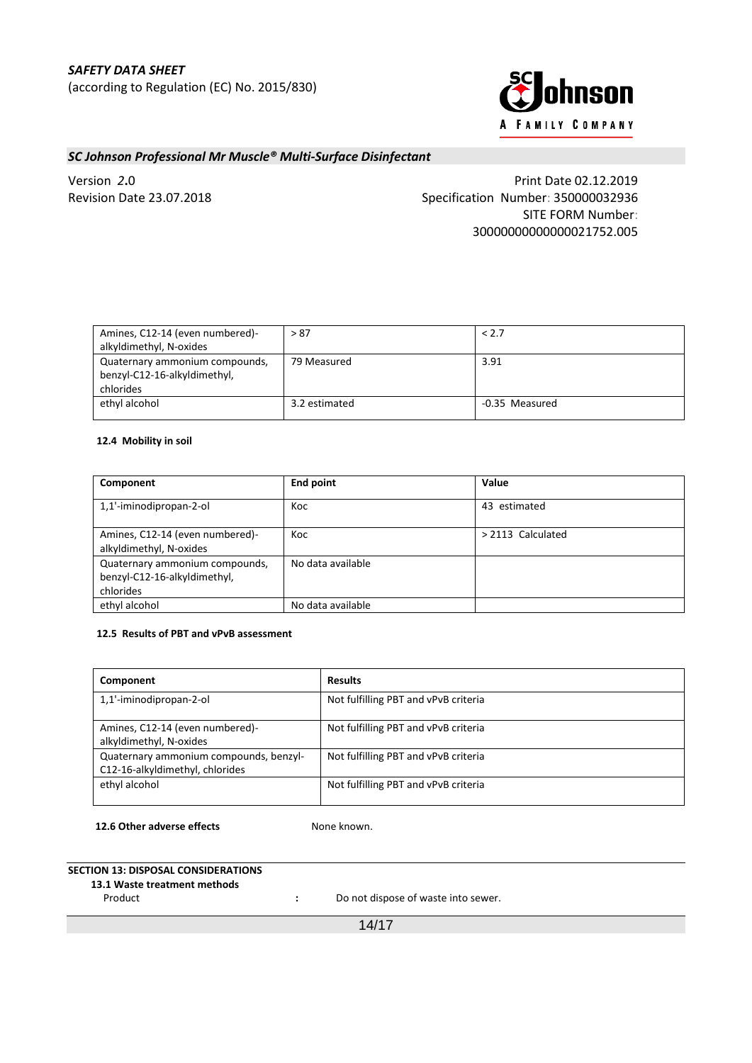| | | |
|---|---|---|
| Amines, C12-14 (even numbered)-alkyldimethyl, N-oxides | > 87 | < 2.7 |
| Quaternary ammonium compounds, benzyl-C12-16-alkyldimethyl, chlorides | 79 Measured | 3.91 |
| ethyl alcohol | 3.2 estimated | -0.35 Measured |

**12.4 Mobility in soil**

| Component | End point | Value |
|---|---|---|
| 1,1'-iminodipropan-2-ol | Koc | 43 estimated |
| Amines, C12-14 (even numbered)-alkyldimethyl, N-oxides | Koc | > 2113 Calculated |
| Quaternary ammonium compounds, benzyl-C12-16-alkyldimethyl, chlorides | No data available | |
| ethyl alcohol | No data available | |

**12.5 Results of PBT and vPvB assessment**

| Component | Results |
|---|---|
| 1,1'-iminodipropan-2-ol | Not fulfilling PBT and vPvB criteria |
| Amines, C12-14 (even numbered)-alkyldimethyl, N-oxides | Not fulfilling PBT and vPvB criteria |
| Quaternary ammonium compounds, benzyl-C12-16-alkyldimethyl, chlorides | Not fulfilling PBT and vPvB criteria |
| ethyl alcohol | Not fulfilling PBT and vPvB criteria |

**12.6 Other adverse effects** None known.

**SECTION 13: DISPOSAL CONSIDERATIONS**

**13.1 Waste treatment methods**

Product : Do not dispose of waste into sewer.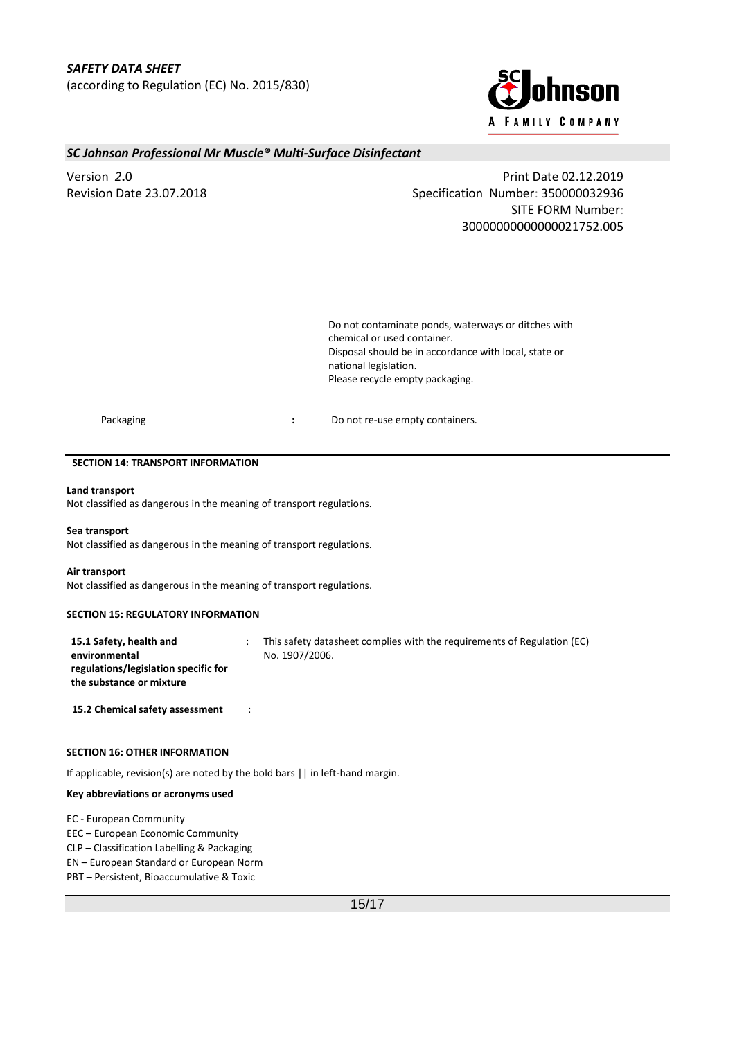Do not contaminate ponds, waterways or ditches with chemical or used container.
Disposal should be in accordance with local, state or national legislation.
Please recycle empty packaging.

Packaging : Do not re-use empty containers.

## SECTION 14: TRANSPORT INFORMATION

**Land transport**
Not classified as dangerous in the meaning of transport regulations.

**Sea transport**
Not classified as dangerous in the meaning of transport regulations.

**Air transport**
Not classified as dangerous in the meaning of transport regulations.

## SECTION 15: REGULATORY INFORMATION

**15.1 Safety, health and environmental regulations/legislation specific for the substance or mixture** : This safety datasheet complies with the requirements of Regulation (EC) No. 1907/2006.

**15.2 Chemical safety assessment** :

## SECTION 16: OTHER INFORMATION

If applicable, revision(s) are noted by the bold bars || in left-hand margin.

**Key abbreviations or acronyms used**

EC - European Community
EEC – European Economic Community
CLP – Classification Labelling & Packaging
EN – European Standard or European Norm
PBT – Persistent, Bioaccumulative & Toxic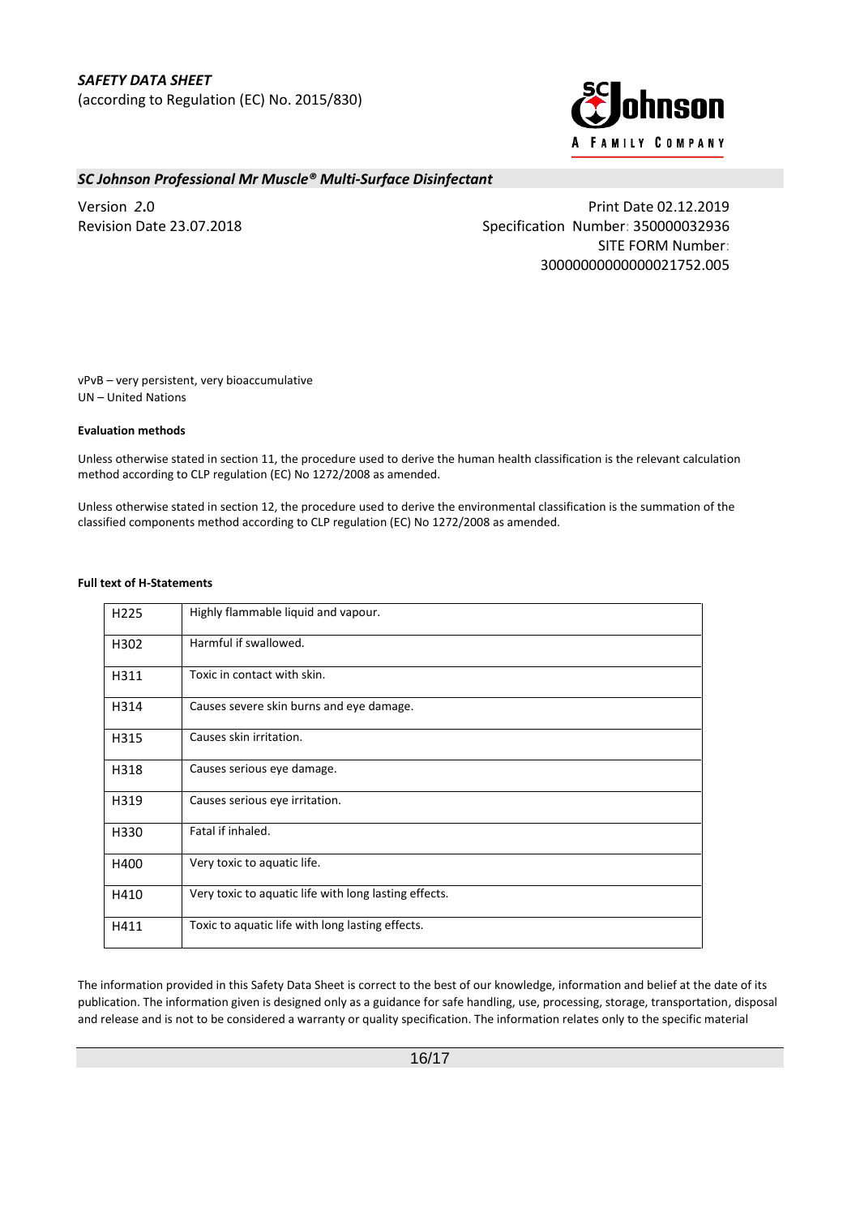vPvB – very persistent, very bioaccumulative
UN – United Nations

**Evaluation methods**

Unless otherwise stated in section 11, the procedure used to derive the human health classification is the relevant calculation method according to CLP regulation (EC) No 1272/2008 as amended.

Unless otherwise stated in section 12, the procedure used to derive the environmental classification is the summation of the classified components method according to CLP regulation (EC) No 1272/2008 as amended.

**Full text of H-Statements**

| | |
|---|---|
| H225 | Highly flammable liquid and vapour. |
| H302 | Harmful if swallowed. |
| H311 | Toxic in contact with skin. |
| H314 | Causes severe skin burns and eye damage. |
| H315 | Causes skin irritation. |
| H318 | Causes serious eye damage. |
| H319 | Causes serious eye irritation. |
| H330 | Fatal if inhaled. |
| H400 | Very toxic to aquatic life. |
| H410 | Very toxic to aquatic life with long lasting effects. |
| H411 | Toxic to aquatic life with long lasting effects. |

The information provided in this Safety Data Sheet is correct to the best of our knowledge, information and belief at the date of its publication. The information given is designed only as a guidance for safe handling, use, processing, storage, transportation, disposal and release and is not to be considered a warranty or quality specification. The information relates only to the specific material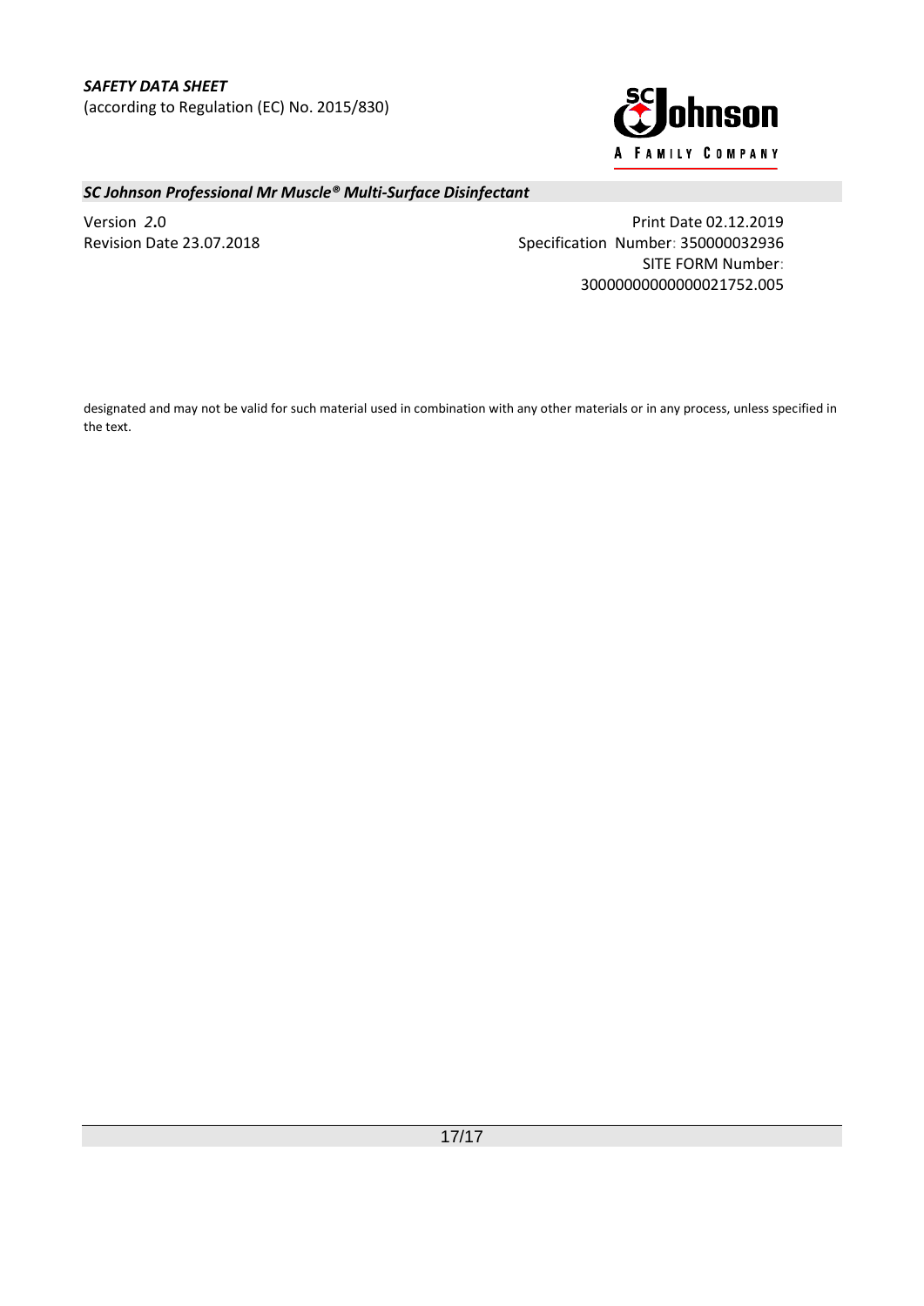designated and may not be valid for such material used in combination with any other materials or in any process, unless specified in the text.